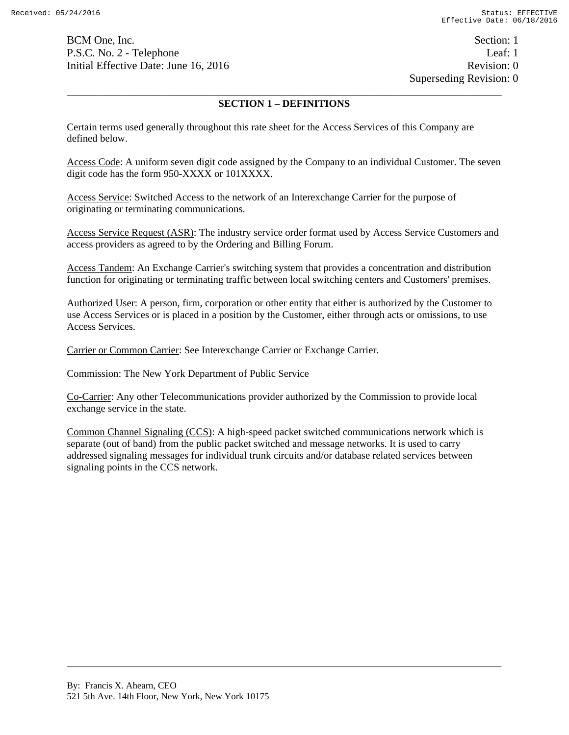BCM One, Inc.  
P.S.C. No. 2 - Telephone  
Initial Effective Date: June 16, 2016

Section: 1  
Leaf: 1  
Revision: 0  
Superseding Revision: 0

## SECTION 1 – DEFINITIONS

Certain terms used generally throughout this rate sheet for the Access Services of this Company are defined below.

Access Code: A uniform seven digit code assigned by the Company to an individual Customer. The seven digit code has the form 950-XXXX or 101XXXX.

Access Service: Switched Access to the network of an Interexchange Carrier for the purpose of originating or terminating communications.

Access Service Request (ASR): The industry service order format used by Access Service Customers and access providers as agreed to by the Ordering and Billing Forum.

Access Tandem: An Exchange Carrier's switching system that provides a concentration and distribution function for originating or terminating traffic between local switching centers and Customers' premises.

Authorized User: A person, firm, corporation or other entity that either is authorized by the Customer to use Access Services or is placed in a position by the Customer, either through acts or omissions, to use Access Services.

Carrier or Common Carrier: See Interexchange Carrier or Exchange Carrier.

Commission: The New York Department of Public Service

Co-Carrier: Any other Telecommunications provider authorized by the Commission to provide local exchange service in the state.

Common Channel Signaling (CCS): A high-speed packet switched communications network which is separate (out of band) from the public packet switched and message networks. It is used to carry addressed signaling messages for individual trunk circuits and/or database related services between signaling points in the CCS network.

By: Francis X. Ahearn, CEO  
521 5th Ave. 14th Floor, New York, New York 10175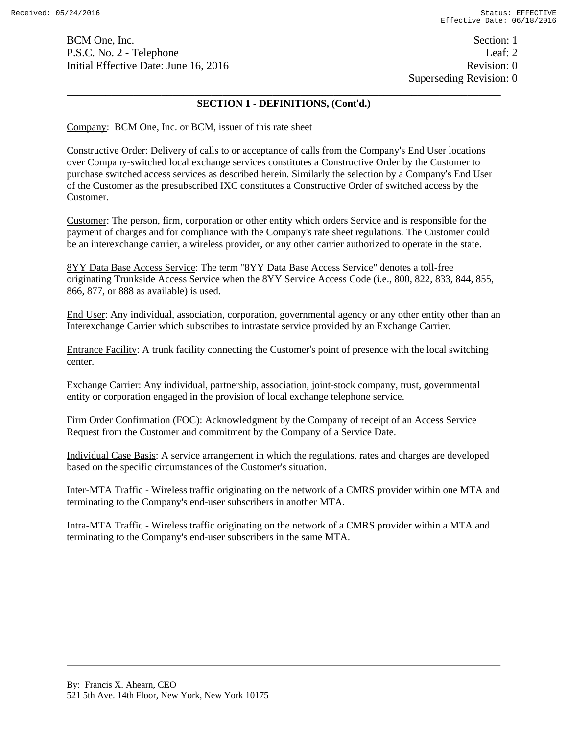## SECTION 1 - DEFINITIONS, (Cont'd.)

Company: BCM One, Inc. or BCM, issuer of this rate sheet

Constructive Order: Delivery of calls to or acceptance of calls from the Company's End User locations over Company-switched local exchange services constitutes a Constructive Order by the Customer to purchase switched access services as described herein. Similarly the selection by a Company's End User of the Customer as the presubscribed IXC constitutes a Constructive Order of switched access by the Customer.

Customer: The person, firm, corporation or other entity which orders Service and is responsible for the payment of charges and for compliance with the Company's rate sheet regulations. The Customer could be an interexchange carrier, a wireless provider, or any other carrier authorized to operate in the state.

8YY Data Base Access Service: The term "8YY Data Base Access Service" denotes a toll-free originating Trunkside Access Service when the 8YY Service Access Code (i.e., 800, 822, 833, 844, 855, 866, 877, or 888 as available) is used.

End User: Any individual, association, corporation, governmental agency or any other entity other than an Interexchange Carrier which subscribes to intrastate service provided by an Exchange Carrier.

Entrance Facility: A trunk facility connecting the Customer's point of presence with the local switching center.

Exchange Carrier: Any individual, partnership, association, joint-stock company, trust, governmental entity or corporation engaged in the provision of local exchange telephone service.

Firm Order Confirmation (FOC): Acknowledgment by the Company of receipt of an Access Service Request from the Customer and commitment by the Company of a Service Date.

Individual Case Basis: A service arrangement in which the regulations, rates and charges are developed based on the specific circumstances of the Customer's situation.

Inter-MTA Traffic - Wireless traffic originating on the network of a CMRS provider within one MTA and terminating to the Company's end-user subscribers in another MTA.

Intra-MTA Traffic - Wireless traffic originating on the network of a CMRS provider within a MTA and terminating to the Company's end-user subscribers in the same MTA.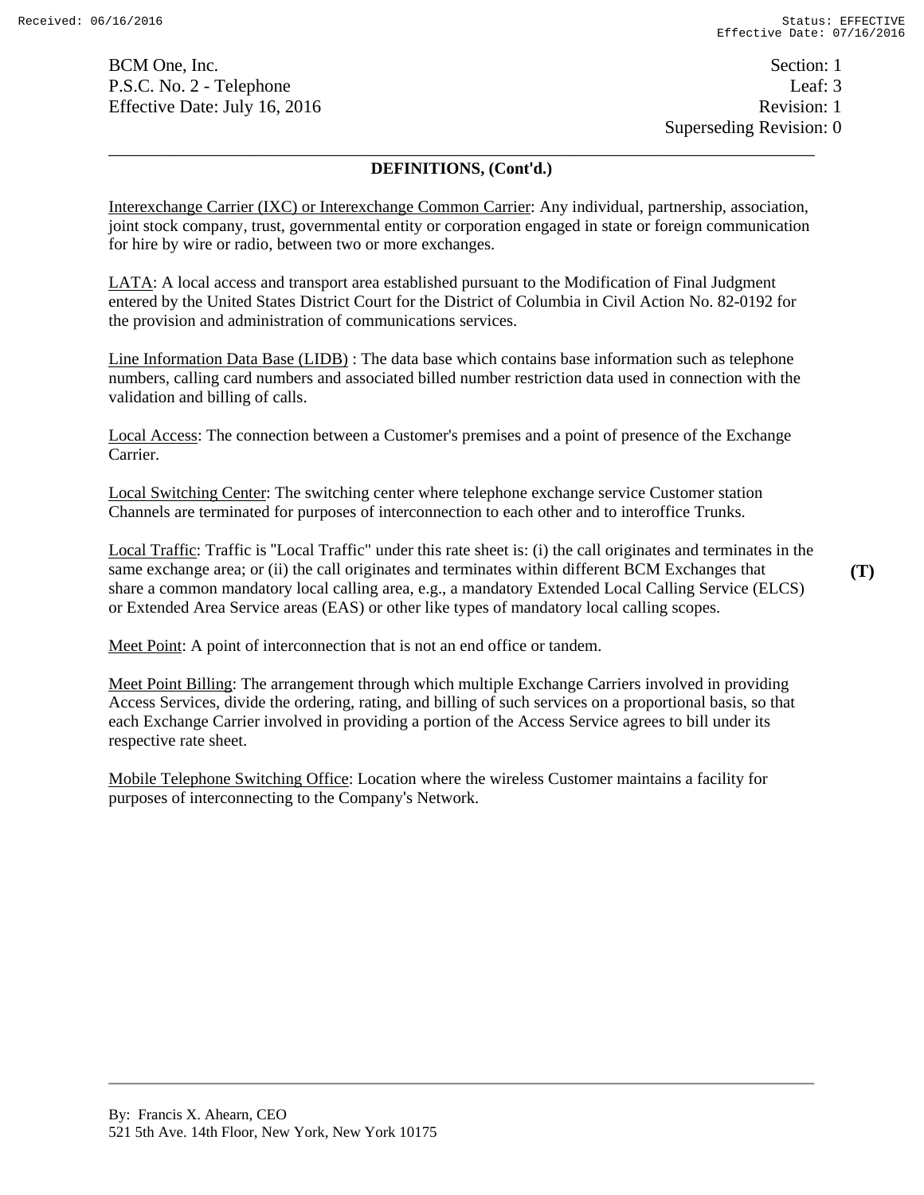BCM One, Inc. Section: 1
P.S.C. No. 2 - Telephone Leaf: 3
Effective Date: July 16, 2016 Revision: 1
Superseding Revision: 0

## DEFINITIONS, (Cont'd.)

Interexchange Carrier (IXC) or Interexchange Common Carrier: Any individual, partnership, association, joint stock company, trust, governmental entity or corporation engaged in state or foreign communication for hire by wire or radio, between two or more exchanges.

LATA: A local access and transport area established pursuant to the Modification of Final Judgment entered by the United States District Court for the District of Columbia in Civil Action No. 82-0192 for the provision and administration of communications services.

Line Information Data Base (LIDB) : The data base which contains base information such as telephone numbers, calling card numbers and associated billed number restriction data used in connection with the validation and billing of calls.

Local Access: The connection between a Customer's premises and a point of presence of the Exchange Carrier.

Local Switching Center: The switching center where telephone exchange service Customer station Channels are terminated for purposes of interconnection to each other and to interoffice Trunks.

Local Traffic: Traffic is "Local Traffic" under this rate sheet is: (i) the call originates and terminates in the same exchange area; or (ii) the call originates and terminates within different BCM Exchanges that share a common mandatory local calling area, e.g., a mandatory Extended Local Calling Service (ELCS) or Extended Area Service areas (EAS) or other like types of mandatory local calling scopes. **(T)**

Meet Point: A point of interconnection that is not an end office or tandem.

Meet Point Billing: The arrangement through which multiple Exchange Carriers involved in providing Access Services, divide the ordering, rating, and billing of such services on a proportional basis, so that each Exchange Carrier involved in providing a portion of the Access Service agrees to bill under its respective rate sheet.

Mobile Telephone Switching Office: Location where the wireless Customer maintains a facility for purposes of interconnecting to the Company's Network.

By: Francis X. Ahearn, CEO
521 5th Ave. 14th Floor, New York, New York 10175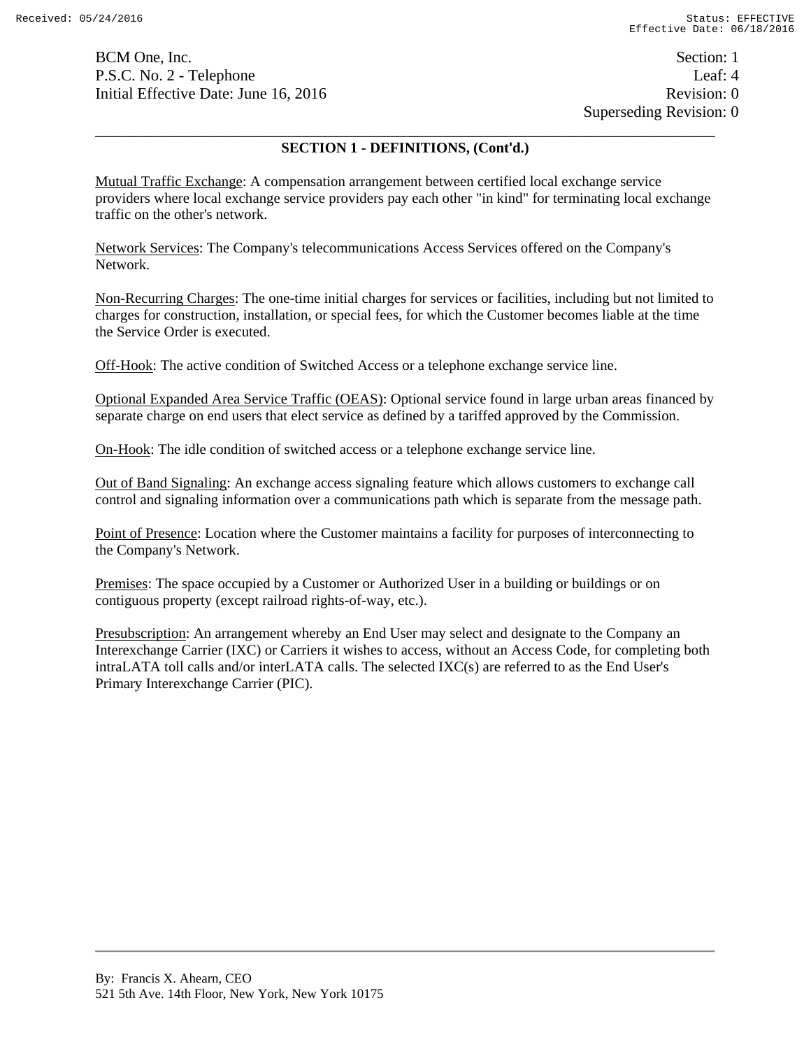## SECTION 1 - DEFINITIONS, (Cont'd.)

Mutual Traffic Exchange: A compensation arrangement between certified local exchange service providers where local exchange service providers pay each other "in kind" for terminating local exchange traffic on the other's network.

Network Services: The Company's telecommunications Access Services offered on the Company's Network.

Non-Recurring Charges: The one-time initial charges for services or facilities, including but not limited to charges for construction, installation, or special fees, for which the Customer becomes liable at the time the Service Order is executed.

Off-Hook: The active condition of Switched Access or a telephone exchange service line.

Optional Expanded Area Service Traffic (OEAS): Optional service found in large urban areas financed by separate charge on end users that elect service as defined by a tariffed approved by the Commission.

On-Hook: The idle condition of switched access or a telephone exchange service line.

Out of Band Signaling: An exchange access signaling feature which allows customers to exchange call control and signaling information over a communications path which is separate from the message path.

Point of Presence: Location where the Customer maintains a facility for purposes of interconnecting to the Company's Network.

Premises: The space occupied by a Customer or Authorized User in a building or buildings or on contiguous property (except railroad rights-of-way, etc.).

Presubscription: An arrangement whereby an End User may select and designate to the Company an Interexchange Carrier (IXC) or Carriers it wishes to access, without an Access Code, for completing both intraLATA toll calls and/or interLATA calls. The selected IXC(s) are referred to as the End User's Primary Interexchange Carrier (PIC).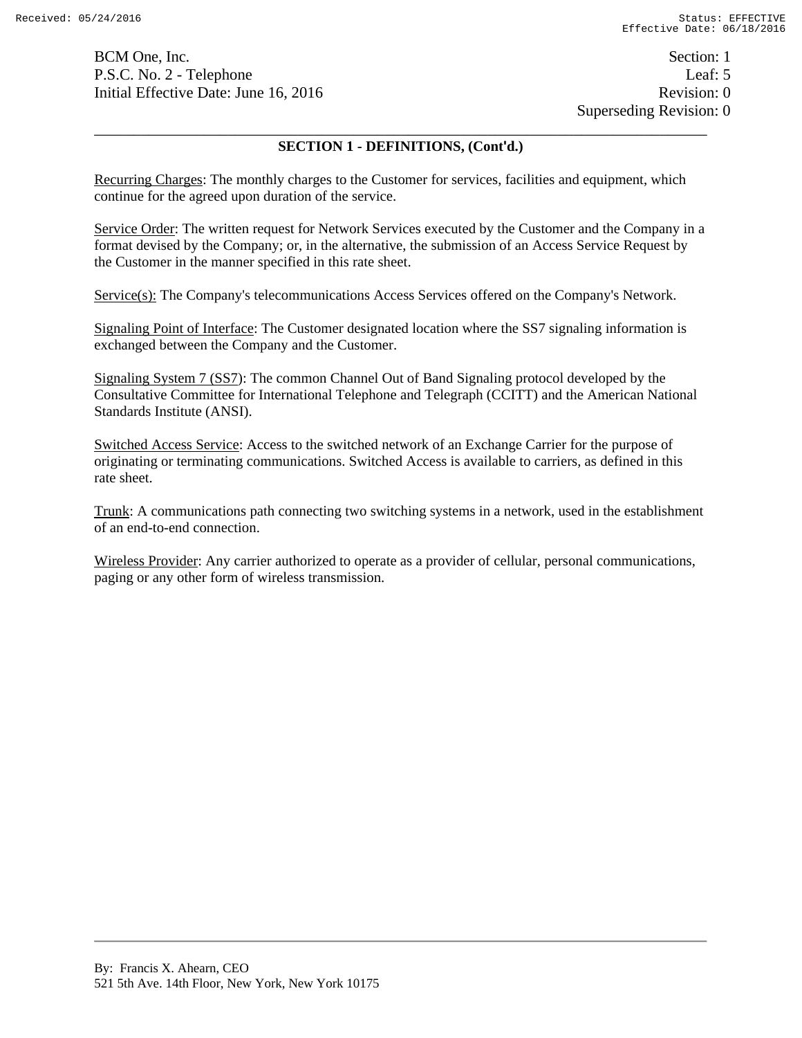## SECTION 1 - DEFINITIONS, (Cont'd.)

Recurring Charges: The monthly charges to the Customer for services, facilities and equipment, which continue for the agreed upon duration of the service.

Service Order: The written request for Network Services executed by the Customer and the Company in a format devised by the Company; or, in the alternative, the submission of an Access Service Request by the Customer in the manner specified in this rate sheet.

Service(s): The Company's telecommunications Access Services offered on the Company's Network.

Signaling Point of Interface: The Customer designated location where the SS7 signaling information is exchanged between the Company and the Customer.

Signaling System 7 (SS7): The common Channel Out of Band Signaling protocol developed by the Consultative Committee for International Telephone and Telegraph (CCITT) and the American National Standards Institute (ANSI).

Switched Access Service: Access to the switched network of an Exchange Carrier for the purpose of originating or terminating communications. Switched Access is available to carriers, as defined in this rate sheet.

Trunk: A communications path connecting two switching systems in a network, used in the establishment of an end-to-end connection.

Wireless Provider: Any carrier authorized to operate as a provider of cellular, personal communications, paging or any other form of wireless transmission.